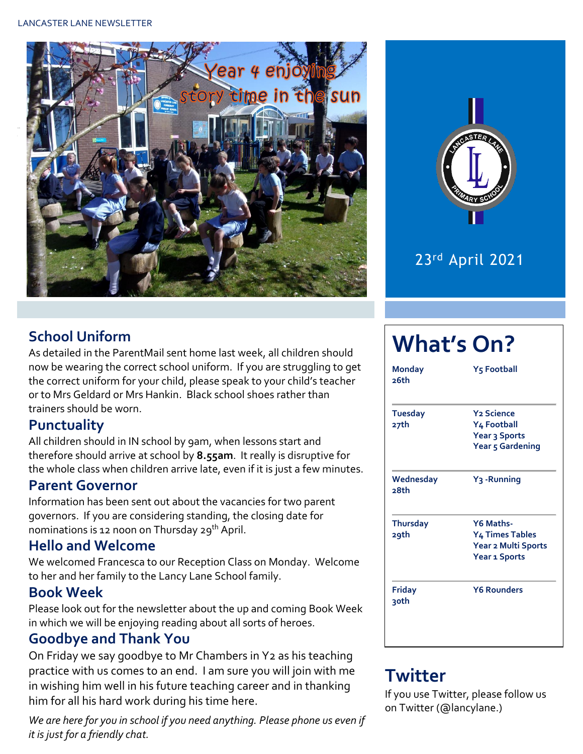Year 4 enjoying story time in the sun

23rd April 2021

## School Uniform

As detailed in the ParentMail sent home last week, all children should now be wearing the correct school uniform. If you are struggling to get the correct uniform for your child, please speak to your child's teacher or to Mrs Geldard or Mrs Hankin. Black school shoes rather than trainers should be worn.

## Punctuality

All children should in IN school by 9am, when lessons start and therefore should arrive at school by **8.55am**. It really is disruptive for the whole class when children arrive late, even if it is just a few minutes.

## Parent Governor

Information has been sent out about the vacancies for two parent governors. If you are considering standing, the closing date for nominations is 12 noon on Thursday 29th April.

## Hello and Welcome

We welcomed Francesca to our Reception Class on Monday. Welcome to her and her family to the Lancy Lane School family.

## Book Week

Please look out for the newsletter about the up and coming Book Week in which we will be enjoying reading about all sorts of heroes.

## Goodbye and Thank You

On Friday we say goodbye to Mr Chambers in Y2 as his teaching practice with us comes to an end. I am sure you will join with me in wishing him well in his future teaching career and in thanking him for all his hard work during his time here.

*We are here for you in school if you need anything. Please phone us even if it is just for a friendly chat.*

# What's On?

| | |
|---|---|
| **Monday 26th** | **Y5 Football** |
| **Tuesday 27th** | **Y2 Science**<br>**Y4 Football**<br>**Year 3 Sports**<br>**Year 5 Gardening** |
| **Wednesday 28th** | **Y3 -Running** |
| **Thursday 29th** | **Y6 Maths-**<br>**Y4 Times Tables**<br>**Year 2 Multi Sports**<br>**Year 1 Sports** |
| **Friday 30th** | **Y6 Rounders** |

## Twitter

If you use Twitter, please follow us on Twitter (@lancylane.)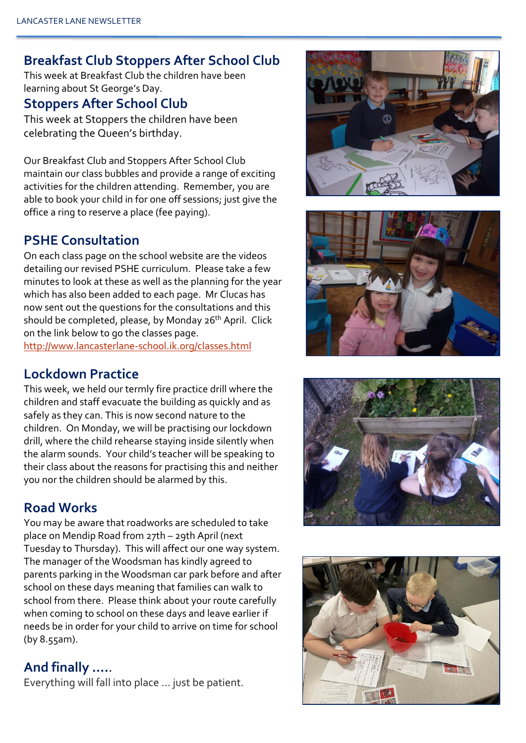## Breakfast Club Stoppers After School Club

This week at Breakfast Club the children have been learning about St George's Day.

## Stoppers After School Club

This week at Stoppers the children have been celebrating the Queen's birthday.

Our Breakfast Club and Stoppers After School Club maintain our class bubbles and provide a range of exciting activities for the children attending. Remember, you are able to book your child in for one off sessions; just give the office a ring to reserve a place (fee paying).

## PSHE Consultation

On each class page on the school website are the videos detailing our revised PSHE curriculum. Please take a few minutes to look at these as well as the planning for the year which has also been added to each page. Mr Clucas has now sent out the questions for the consultations and this should be completed, please, by Monday 26th April. Click on the link below to go the classes page.
http://www.lancasterlane-school.ik.org/classes.html

## Lockdown Practice

This week, we held our termly fire practice drill where the children and staff evacuate the building as quickly and as safely as they can. This is now second nature to the children. On Monday, we will be practising our lockdown drill, where the child rehearse staying inside silently when the alarm sounds. Your child's teacher will be speaking to their class about the reasons for practising this and neither you nor the children should be alarmed by this.

## Road Works

You may be aware that roadworks are scheduled to take place on Mendip Road from 27th – 29th April (next Tuesday to Thursday). This will affect our one way system. The manager of the Woodsman has kindly agreed to parents parking in the Woodsman car park before and after school on these days meaning that families can walk to school from there. Please think about your route carefully when coming to school on these days and leave earlier if needs be in order for your child to arrive on time for school (by 8.55am).

## And finally .....

Everything will fall into place ... just be patient.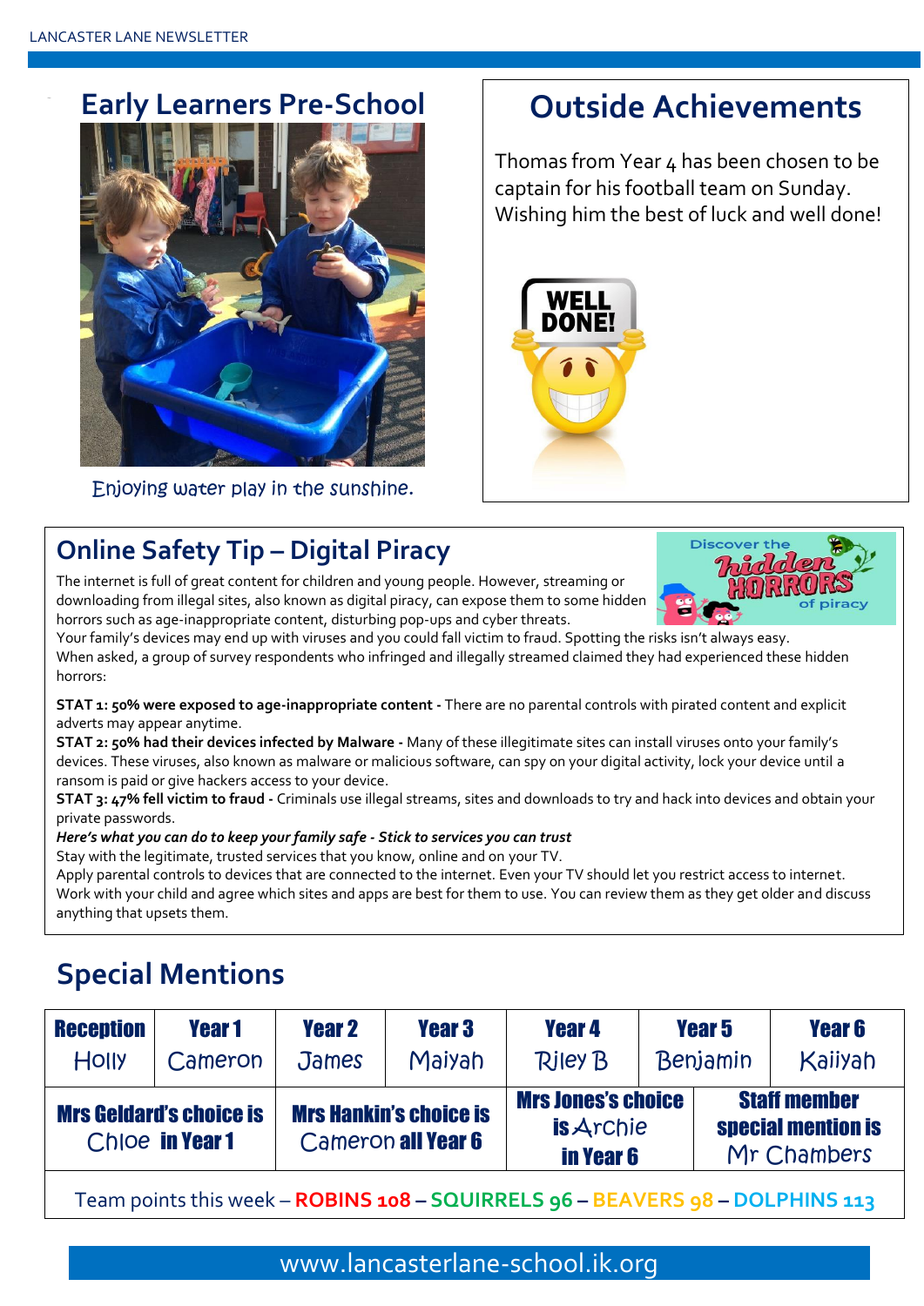## Early Learners Pre-School

Enjoying water play in the sunshine.

## Outside Achievements

Thomas from Year 4 has been chosen to be captain for his football team on Sunday. Wishing him the best of luck and well done!

## Online Safety Tip – Digital Piracy

The internet is full of great content for children and young people. However, streaming or downloading from illegal sites, also known as digital piracy, can expose them to some hidden horrors such as age-inappropriate content, disturbing pop-ups and cyber threats.

Your family's devices may end up with viruses and you could fall victim to fraud. Spotting the risks isn't always easy.

When asked, a group of survey respondents who infringed and illegally streamed claimed they had experienced these hidden horrors:

**STAT 1: 50% were exposed to age-inappropriate content -** There are no parental controls with pirated content and explicit adverts may appear anytime.

**STAT 2: 50% had their devices infected by Malware -** Many of these illegitimate sites can install viruses onto your family's devices. These viruses, also known as malware or malicious software, can spy on your digital activity, lock your device until a ransom is paid or give hackers access to your device.

**STAT 3: 47% fell victim to fraud -** Criminals use illegal streams, sites and downloads to try and hack into devices and obtain your private passwords.

***Here's what you can do to keep your family safe - Stick to services you can trust***

Stay with the legitimate, trusted services that you know, online and on your TV.

Apply parental controls to devices that are connected to the internet. Even your TV should let you restrict access to internet.

Work with your child and agree which sites and apps are best for them to use. You can review them as they get older and discuss anything that upsets them.

## Special Mentions

| Reception | Year 1 | Year 2 | Year 3 | Year 4 | Year 5 | Year 6 |
|---|---|---|---|---|---|---|
| Holly | Cameron | James | Maiyah | Riley B | Benjamin | Kaiiyah |

| | | | |
|---|---|---|---|
| **Mrs Geldard's choice is** Chloe **in Year 1** | **Mrs Hankin's choice is** Cameron **all Year 6** | **Mrs Jones's choice is** Archie **in Year 6** | **Staff member special mention is** Mr Chambers |

Team points this week – **ROBINS 108** – **SQUIRRELS 96** – **BEAVERS 98** – **DOLPHINS 113**

www.lancasterlane-school.ik.org